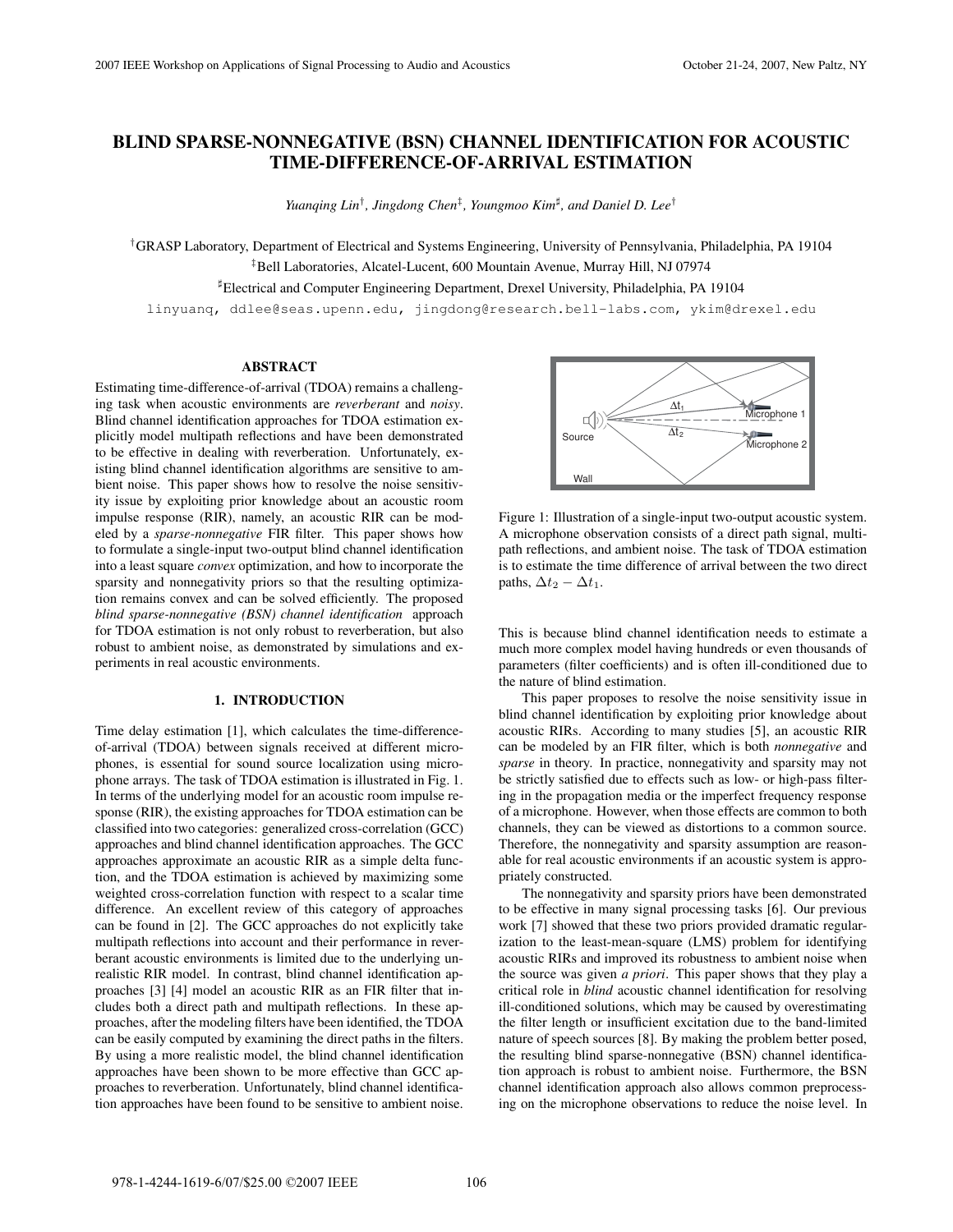# BLIND SPARSE-NONNEGATIVE (BSN) CHANNEL IDENTIFICATION FOR ACOUSTIC TIME-DIFFERENCE-OF-ARRIVAL ESTIMATION

*Yuanqing Lin[†], Jingdong Chen[‡], Youngmoo Kim[♯], and Daniel D. Lee[†]*

[†]GRASP Laboratory, Department of Electrical and Systems Engineering, University of Pennsylvania, Philadelphia, PA 19104
[‡]Bell Laboratories, Alcatel-Lucent, 600 Mountain Avenue, Murray Hill, NJ 07974
[♯]Electrical and Computer Engineering Department, Drexel University, Philadelphia, PA 19104

linyuanq, ddlee@seas.upenn.edu, jingdong@research.bell-labs.com, ykim@drexel.edu

## ABSTRACT

Estimating time-difference-of-arrival (TDOA) remains a challenging task when acoustic environments are *reverberant* and *noisy*. Blind channel identification approaches for TDOA estimation explicitly model multipath reflections and have been demonstrated to be effective in dealing with reverberation. Unfortunately, existing blind channel identification algorithms are sensitive to ambient noise. This paper shows how to resolve the noise sensitivity issue by exploiting prior knowledge about an acoustic room impulse response (RIR), namely, an acoustic RIR can be modeled by a *sparse-nonnegative* FIR filter. This paper shows how to formulate a single-input two-output blind channel identification into a least square *convex* optimization, and how to incorporate the sparsity and nonnegativity priors so that the resulting optimization remains convex and can be solved efficiently. The proposed *blind sparse-nonnegative (BSN) channel identification* approach for TDOA estimation is not only robust to reverberation, but also robust to ambient noise, as demonstrated by simulations and experiments in real acoustic environments.

## 1. INTRODUCTION

Time delay estimation [1], which calculates the time-difference-of-arrival (TDOA) between signals received at different microphones, is essential for sound source localization using microphone arrays. The task of TDOA estimation is illustrated in Fig. 1. In terms of the underlying model for an acoustic room impulse response (RIR), the existing approaches for TDOA estimation can be classified into two categories: generalized cross-correlation (GCC) approaches and blind channel identification approaches. The GCC approaches approximate an acoustic RIR as a simple delta function, and the TDOA estimation is achieved by maximizing some weighted cross-correlation function with respect to a scalar time difference. An excellent review of this category of approaches can be found in [2]. The GCC approaches do not explicitly take multipath reflections into account and their performance in reverberant acoustic environments is limited due to the underlying unrealistic RIR model. In contrast, blind channel identification approaches [3] [4] model an acoustic RIR as an FIR filter that includes both a direct path and multipath reflections. In these approaches, after the modeling filters have been identified, the TDOA can be easily computed by examining the direct paths in the filters. By using a more realistic model, the blind channel identification approaches have been shown to be more effective than GCC approaches to reverberation. Unfortunately, blind channel identification approaches have been found to be sensitive to ambient noise.

$\Delta t_1$
Microphone 1
Source
$\Delta t_2$
Microphone 2
Wall

Figure 1: Illustration of a single-input two-output acoustic system. A microphone observation consists of a direct path signal, multipath reflections, and ambient noise. The task of TDOA estimation is to estimate the time difference of arrival between the two direct paths, $\Delta t_2 - \Delta t_1$.

This is because blind channel identification needs to estimate a much more complex model having hundreds or even thousands of parameters (filter coefficients) and is often ill-conditioned due to the nature of blind estimation.

This paper proposes to resolve the noise sensitivity issue in blind channel identification by exploiting prior knowledge about acoustic RIRs. According to many studies [5], an acoustic RIR can be modeled by an FIR filter, which is both *nonnegative* and *sparse* in theory. In practice, nonnegativity and sparsity may not be strictly satisfied due to effects such as low- or high-pass filtering in the propagation media or the imperfect frequency response of a microphone. However, when those effects are common to both channels, they can be viewed as distortions to a common source. Therefore, the nonnegativity and sparsity assumption are reasonable for real acoustic environments if an acoustic system is appropriately constructed.

The nonnegativity and sparsity priors have been demonstrated to be effective in many signal processing tasks [6]. Our previous work [7] showed that these two priors provided dramatic regularization to the least-mean-square (LMS) problem for identifying acoustic RIRs and improved its robustness to ambient noise when the source was given *a priori*. This paper shows that they play a critical role in *blind* acoustic channel identification for resolving ill-conditioned solutions, which may be caused by overestimating the filter length or insufficient excitation due to the band-limited nature of speech sources [8]. By making the problem better posed, the resulting blind sparse-nonnegative (BSN) channel identification approach is robust to ambient noise. Furthermore, the BSN channel identification approach also allows common preprocessing on the microphone observations to reduce the noise level. In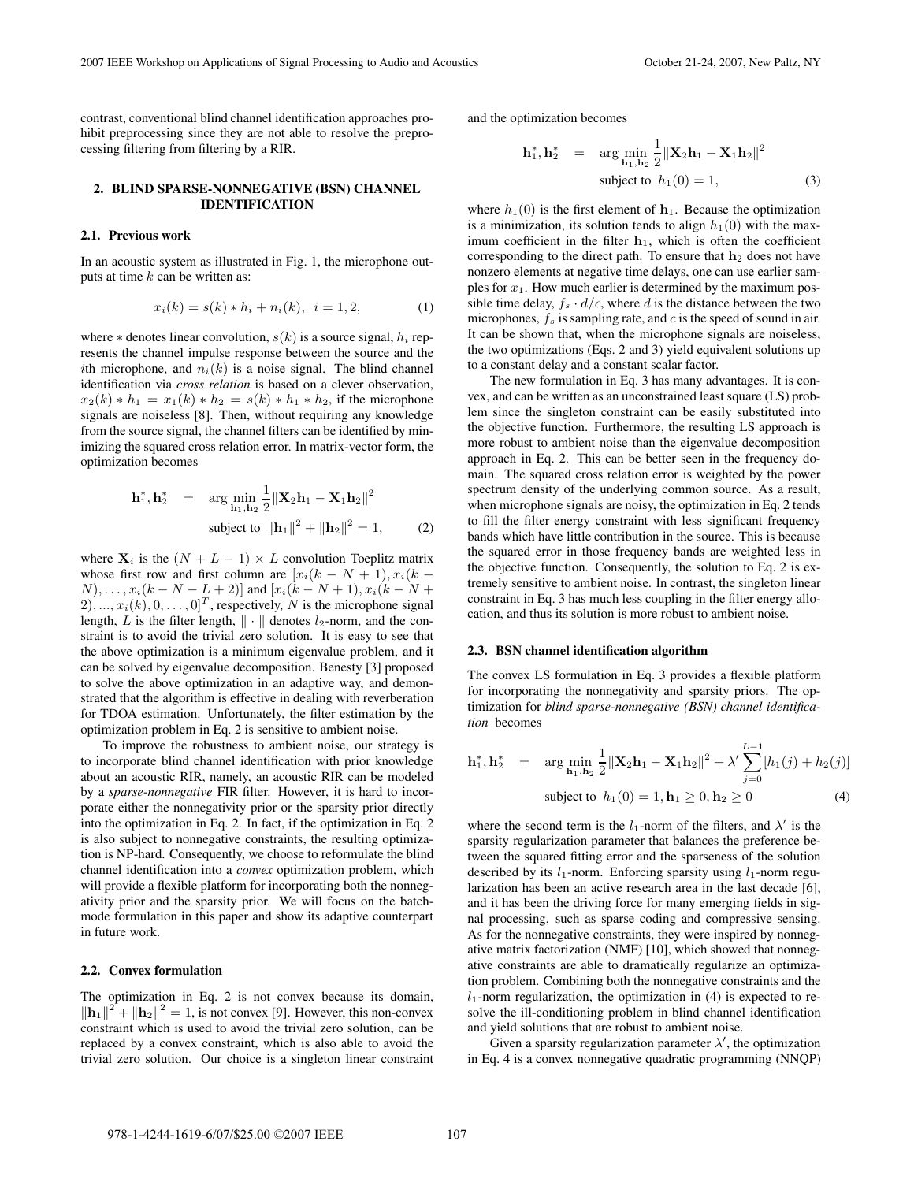contrast, conventional blind channel identification approaches prohibit preprocessing since they are not able to resolve the preprocessing filtering from filtering by a RIR.

## 2. BLIND SPARSE-NONNEGATIVE (BSN) CHANNEL IDENTIFICATION

### 2.1. Previous work

In an acoustic system as illustrated in Fig. 1, the microphone outputs at time $k$ can be written as:

$$x_i(k) = s(k) * h_i + n_i(k), \;\; i = 1, 2, \tag{1}$$

where $*$ denotes linear convolution, $s(k)$ is a source signal, $h_i$ represents the channel impulse response between the source and the $i$th microphone, and $n_i(k)$ is a noise signal. The blind channel identification via *cross relation* is based on a clever observation, $x_2(k) * h_1 = x_1(k) * h_2 = s(k) * h_1 * h_2$, if the microphone signals are noiseless [8]. Then, without requiring any knowledge from the source signal, the channel filters can be identified by minimizing the squared cross relation error. In matrix-vector form, the optimization becomes

$$\begin{aligned} \mathbf{h}_1^*, \mathbf{h}_2^* &= \arg\min_{\mathbf{h}_1, \mathbf{h}_2} \frac{1}{2} \|\mathbf{X}_2 \mathbf{h}_1 - \mathbf{X}_1 \mathbf{h}_2\|^2 \\ &\quad \text{subject to } \; \|\mathbf{h}_1\|^2 + \|\mathbf{h}_2\|^2 = 1, \end{aligned} \tag{2}$$

where $\mathbf{X}_i$ is the $(N + L - 1) \times L$ convolution Toeplitz matrix whose first row and first column are $[x_i(k - N + 1), x_i(k - N), \ldots, x_i(k - N - L + 2)]$ and $[x_i(k - N + 1), x_i(k - N + 2), ..., x_i(k), 0, \ldots, 0]^T$, respectively, $N$ is the microphone signal length, $L$ is the filter length, $\|\cdot\|$ denotes $l_2$-norm, and the constraint is to avoid the trivial zero solution. It is easy to see that the above optimization is a minimum eigenvalue problem, and it can be solved by eigenvalue decomposition. Benesty [3] proposed to solve the above optimization in an adaptive way, and demonstrated that the algorithm is effective in dealing with reverberation for TDOA estimation. Unfortunately, the filter estimation by the optimization problem in Eq. 2 is sensitive to ambient noise.

To improve the robustness to ambient noise, our strategy is to incorporate blind channel identification with prior knowledge about an acoustic RIR, namely, an acoustic RIR can be modeled by a *sparse-nonnegative* FIR filter. However, it is hard to incorporate either the nonnegativity prior or the sparsity prior directly into the optimization in Eq. 2. In fact, if the optimization in Eq. 2 is also subject to nonnegative constraints, the resulting optimization is NP-hard. Consequently, we choose to reformulate the blind channel identification into a *convex* optimization problem, which will provide a flexible platform for incorporating both the nonnegativity prior and the sparsity prior. We will focus on the batch-mode formulation in this paper and show its adaptive counterpart in future work.

### 2.2. Convex formulation

The optimization in Eq. 2 is not convex because its domain, $\|\mathbf{h}_1\|^2 + \|\mathbf{h}_2\|^2 = 1$, is not convex [9]. However, this non-convex constraint which is used to avoid the trivial zero solution, can be replaced by a convex constraint, which is also able to avoid the trivial zero solution. Our choice is a singleton linear constraint and the optimization becomes

$$\begin{aligned} \mathbf{h}_1^*, \mathbf{h}_2^* &= \arg\min_{\mathbf{h}_1, \mathbf{h}_2} \frac{1}{2} \|\mathbf{X}_2 \mathbf{h}_1 - \mathbf{X}_1 \mathbf{h}_2\|^2 \\ &\quad \text{subject to } \; h_1(0) = 1, \end{aligned} \tag{3}$$

where $h_1(0)$ is the first element of $\mathbf{h}_1$. Because the optimization is a minimization, its solution tends to align $h_1(0)$ with the maximum coefficient in the filter $\mathbf{h}_1$, which is often the coefficient corresponding to the direct path. To ensure that $\mathbf{h}_2$ does not have nonzero elements at negative time delays, one can use earlier samples for $x_1$. How much earlier is determined by the maximum possible time delay, $f_s \cdot d/c$, where $d$ is the distance between the two microphones, $f_s$ is sampling rate, and $c$ is the speed of sound in air. It can be shown that, when the microphone signals are noiseless, the two optimizations (Eqs. 2 and 3) yield equivalent solutions up to a constant delay and a constant scalar factor.

The new formulation in Eq. 3 has many advantages. It is convex, and can be written as an unconstrained least square (LS) problem since the singleton constraint can be easily substituted into the objective function. Furthermore, the resulting LS approach is more robust to ambient noise than the eigenvalue decomposition approach in Eq. 2. This can be better seen in the frequency domain. The squared cross relation error is weighted by the power spectrum density of the underlying common source. As a result, when microphone signals are noisy, the optimization in Eq. 2 tends to fill the filter energy constraint with less significant frequency bands which have little contribution in the source. This is because the squared error in those frequency bands are weighted less in the objective function. Consequently, the solution to Eq. 2 is extremely sensitive to ambient noise. In contrast, the singleton linear constraint in Eq. 3 has much less coupling in the filter energy allocation, and thus its solution is more robust to ambient noise.

### 2.3. BSN channel identification algorithm

The convex LS formulation in Eq. 3 provides a flexible platform for incorporating the nonnegativity and sparsity priors. The optimization for *blind sparse-nonnegative (BSN) channel identification* becomes

$$\begin{aligned} \mathbf{h}_1^*, \mathbf{h}_2^* &= \arg\min_{\mathbf{h}_1, \mathbf{h}_2} \frac{1}{2} \|\mathbf{X}_2 \mathbf{h}_1 - \mathbf{X}_1 \mathbf{h}_2\|^2 + \lambda' \sum_{j=0}^{L-1} [h_1(j) + h_2(j)] \\ &\quad \text{subject to } \; h_1(0) = 1, \mathbf{h}_1 \geq 0, \mathbf{h}_2 \geq 0 \end{aligned} \tag{4}$$

where the second term is the $l_1$-norm of the filters, and $\lambda'$ is the sparsity regularization parameter that balances the preference between the squared fitting error and the sparseness of the solution described by its $l_1$-norm. Enforcing sparsity using $l_1$-norm regularization has been an active research area in the last decade [6], and it has been the driving force for many emerging fields in signal processing, such as sparse coding and compressive sensing. As for the nonnegative constraints, they were inspired by nonnegative matrix factorization (NMF) [10], which showed that nonnegative constraints are able to dramatically regularize an optimization problem. Combining both the nonnegative constraints and the $l_1$-norm regularization, the optimization in (4) is expected to resolve the ill-conditioning problem in blind channel identification and yield solutions that are robust to ambient noise.

Given a sparsity regularization parameter $\lambda'$, the optimization in Eq. 4 is a convex nonnegative quadratic programming (NNQP)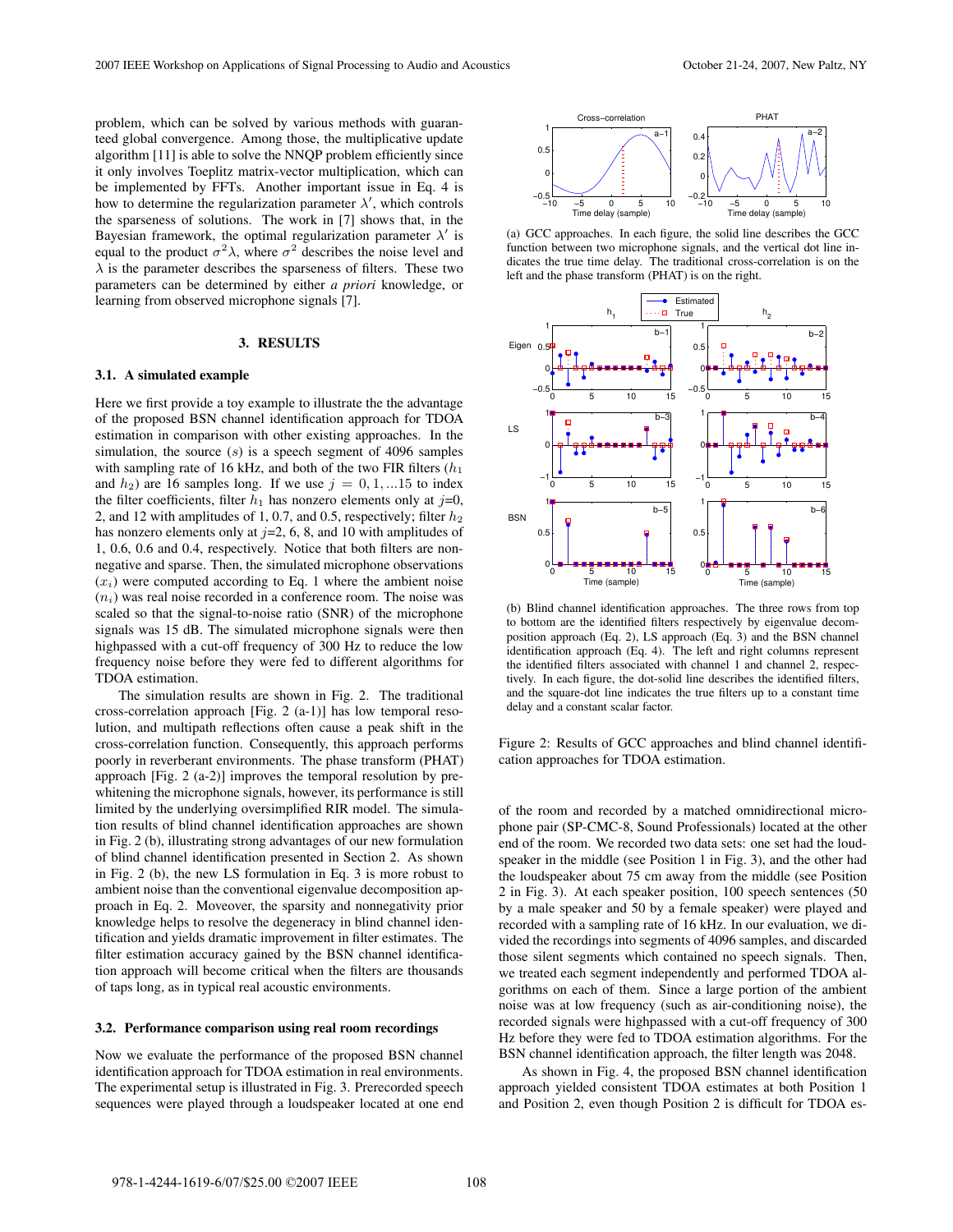problem, which can be solved by various methods with guaranteed global convergence. Among those, the multiplicative update algorithm [11] is able to solve the NNQP problem efficiently since it only involves Toeplitz matrix-vector multiplication, which can be implemented by FFTs. Another important issue in Eq. 4 is how to determine the regularization parameter $\lambda'$, which controls the sparseness of solutions. The work in [7] shows that, in the Bayesian framework, the optimal regularization parameter $\lambda'$ is equal to the product $\sigma^2\lambda$, where $\sigma^2$ describes the noise level and $\lambda$ is the parameter describes the sparseness of filters. These two parameters can be determined by either *a priori* knowledge, or learning from observed microphone signals [7].

## 3. RESULTS

### 3.1. A simulated example

Here we first provide a toy example to illustrate the the advantage of the proposed BSN channel identification approach for TDOA estimation in comparison with other existing approaches. In the simulation, the source ($s$) is a speech segment of 4096 samples with sampling rate of 16 kHz, and both of the two FIR filters ($h_1$ and $h_2$) are 16 samples long. If we use $j = 0, 1, ...15$ to index the filter coefficients, filter $h_1$ has nonzero elements only at $j$=0, 2, and 12 with amplitudes of 1, 0.7, and 0.5, respectively; filter $h_2$ has nonzero elements only at $j$=2, 6, 8, and 10 with amplitudes of 1, 0.6, 0.6 and 0.4, respectively. Notice that both filters are nonnegative and sparse. Then, the simulated microphone observations ($x_i$) were computed according to Eq. 1 where the ambient noise ($n_i$) was real noise recorded in a conference room. The noise was scaled so that the signal-to-noise ratio (SNR) of the microphone signals was 15 dB. The simulated microphone signals were then highpassed with a cut-off frequency of 300 Hz to reduce the low frequency noise before they were fed to different algorithms for TDOA estimation.

The simulation results are shown in Fig. 2. The traditional cross-correlation approach [Fig. 2 (a-1)] has low temporal resolution, and multipath reflections often cause a peak shift in the cross-correlation function. Consequently, this approach performs poorly in reverberant environments. The phase transform (PHAT) approach [Fig. 2 (a-2)] improves the temporal resolution by pre-whitening the microphone signals, however, its performance is still limited by the underlying oversimplified RIR model. The simulation results of blind channel identification approaches are shown in Fig. 2 (b), illustrating strong advantages of our new formulation of blind channel identification presented in Section 2. As shown in Fig. 2 (b), the new LS formulation in Eq. 3 is more robust to ambient noise than the conventional eigenvalue decomposition approach in Eq. 2. Moveover, the sparsity and nonnegativity prior knowledge helps to resolve the degeneracy in blind channel identification and yields dramatic improvement in filter estimates. The filter estimation accuracy gained by the BSN channel identification approach will become critical when the filters are thousands of taps long, as in typical real acoustic environments.

### 3.2. Performance comparison using real room recordings

Now we evaluate the performance of the proposed BSN channel identification approach for TDOA estimation in real environments. The experimental setup is illustrated in Fig. 3. Prerecorded speech sequences were played through a loudspeaker located at one end of the room and recorded by a matched omnidirectional microphone pair (SP-CMC-8, Sound Professionals) located at the other end of the room. We recorded two data sets: one set had the loudspeaker in the middle (see Position 1 in Fig. 3), and the other had the loudspeaker about 75 cm away from the middle (see Position 2 in Fig. 3). At each speaker position, 100 speech sentences (50 by a male speaker and 50 by a female speaker) were played and recorded with a sampling rate of 16 kHz. In our evaluation, we divided the recordings into segments of 4096 samples, and discarded those silent segments which contained no speech signals. Then, we treated each segment independently and performed TDOA algorithms on each of them. Since a large portion of the ambient noise was at low frequency (such as air-conditioning noise), the recorded signals were highpassed with a cut-off frequency of 300 Hz before they were fed to TDOA estimation algorithms. For the BSN channel identification approach, the filter length was 2048.

As shown in Fig. 4, the proposed BSN channel identification approach yielded consistent TDOA estimates at both Position 1 and Position 2, even though Position 2 is difficult for TDOA es-

(a) GCC approaches. In each figure, the solid line describes the GCC function between two microphone signals, and the vertical dot line indicates the true time delay. The traditional cross-correlation is on the left and the phase transform (PHAT) is on the right.

(b) Blind channel identification approaches. The three rows from top to bottom are the identified filters respectively by eigenvalue decomposition approach (Eq. 2), LS approach (Eq. 3) and the BSN channel identification approach (Eq. 4). The left and right columns represent the identified filters associated with channel 1 and channel 2, respectively. In each figure, the dot-solid line describes the identified filters, and the square-dot line indicates the true filters up to a constant time delay and a constant scalar factor.

Figure 2: Results of GCC approaches and blind channel identification approaches for TDOA estimation.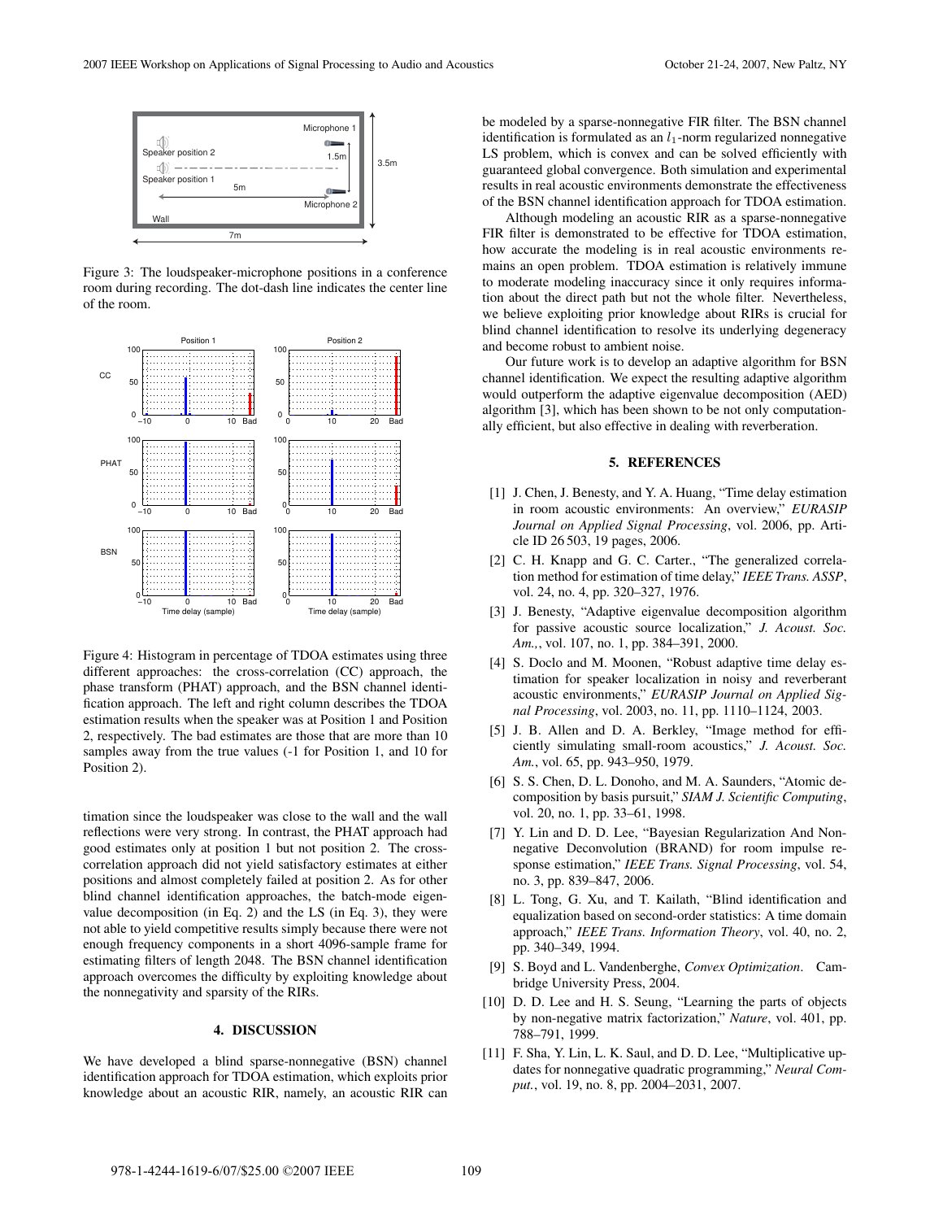Speaker position 2

Speaker position 1

Microphone 1

Microphone 2

1.5m

5m

3.5m

Wall

7m

Figure 3: The loudspeaker-microphone positions in a conference room during recording. The dot-dash line indicates the center line of the room.

Position 1

Position 2

CC

PHAT

BSN

100

50

0

−10

0

10

Bad

20

Time delay (sample)

Figure 4: Histogram in percentage of TDOA estimates using three different approaches: the cross-correlation (CC) approach, the phase transform (PHAT) approach, and the BSN channel identification approach. The left and right column describes the TDOA estimation results when the speaker was at Position 1 and Position 2, respectively. The bad estimates are those that are more than 10 samples away from the true values (-1 for Position 1, and 10 for Position 2).

timation since the loudspeaker was close to the wall and the wall reflections were very strong. In contrast, the PHAT approach had good estimates only at position 1 but not position 2. The cross-correlation approach did not yield satisfactory estimates at either positions and almost completely failed at position 2. As for other blind channel identification approaches, the batch-mode eigenvalue decomposition (in Eq. 2) and the LS (in Eq. 3), they were not able to yield competitive results simply because there were not enough frequency components in a short 4096-sample frame for estimating filters of length 2048. The BSN channel identification approach overcomes the difficulty by exploiting knowledge about the nonnegativity and sparsity of the RIRs.

## 4. DISCUSSION

We have developed a blind sparse-nonnegative (BSN) channel identification approach for TDOA estimation, which exploits prior knowledge about an acoustic RIR, namely, an acoustic RIR can be modeled by a sparse-nonnegative FIR filter. The BSN channel identification is formulated as an $l_1$-norm regularized nonnegative LS problem, which is convex and can be solved efficiently with guaranteed global convergence. Both simulation and experimental results in real acoustic environments demonstrate the effectiveness of the BSN channel identification approach for TDOA estimation.

Although modeling an acoustic RIR as a sparse-nonnegative FIR filter is demonstrated to be effective for TDOA estimation, how accurate the modeling is in real acoustic environments remains an open problem. TDOA estimation is relatively immune to moderate modeling inaccuracy since it only requires information about the direct path but not the whole filter. Nevertheless, we believe exploiting prior knowledge about RIRs is crucial for blind channel identification to resolve its underlying degeneracy and become robust to ambient noise.

Our future work is to develop an adaptive algorithm for BSN channel identification. We expect the resulting adaptive algorithm would outperform the adaptive eigenvalue decomposition (AED) algorithm [3], which has been shown to be not only computationally efficient, but also effective in dealing with reverberation.

## 5. REFERENCES

[1] J. Chen, J. Benesty, and Y. A. Huang, "Time delay estimation in room acoustic environments: An overview," *EURASIP Journal on Applied Signal Processing*, vol. 2006, pp. Article ID 26 503, 19 pages, 2006.

[2] C. H. Knapp and G. C. Carter., "The generalized correlation method for estimation of time delay," *IEEE Trans. ASSP*, vol. 24, no. 4, pp. 320–327, 1976.

[3] J. Benesty, "Adaptive eigenvalue decomposition algorithm for passive acoustic source localization," *J. Acoust. Soc. Am.,*, vol. 107, no. 1, pp. 384–391, 2000.

[4] S. Doclo and M. Moonen, "Robust adaptive time delay estimation for speaker localization in noisy and reverberant acoustic environments," *EURASIP Journal on Applied Signal Processing*, vol. 2003, no. 11, pp. 1110–1124, 2003.

[5] J. B. Allen and D. A. Berkley, "Image method for efficiently simulating small-room acoustics," *J. Acoust. Soc. Am.*, vol. 65, pp. 943–950, 1979.

[6] S. S. Chen, D. L. Donoho, and M. A. Saunders, "Atomic decomposition by basis pursuit," *SIAM J. Scientific Computing*, vol. 20, no. 1, pp. 33–61, 1998.

[7] Y. Lin and D. D. Lee, "Bayesian Regularization And Nonnegative Deconvolution (BRAND) for room impulse response estimation," *IEEE Trans. Signal Processing*, vol. 54, no. 3, pp. 839–847, 2006.

[8] L. Tong, G. Xu, and T. Kailath, "Blind identification and equalization based on second-order statistics: A time domain approach," *IEEE Trans. Information Theory*, vol. 40, no. 2, pp. 340–349, 1994.

[9] S. Boyd and L. Vandenberghe, *Convex Optimization*. Cambridge University Press, 2004.

[10] D. D. Lee and H. S. Seung, "Learning the parts of objects by non-negative matrix factorization," *Nature*, vol. 401, pp. 788–791, 1999.

[11] F. Sha, Y. Lin, L. K. Saul, and D. D. Lee, "Multiplicative updates for nonnegative quadratic programming," *Neural Comput.*, vol. 19, no. 8, pp. 2004–2031, 2007.